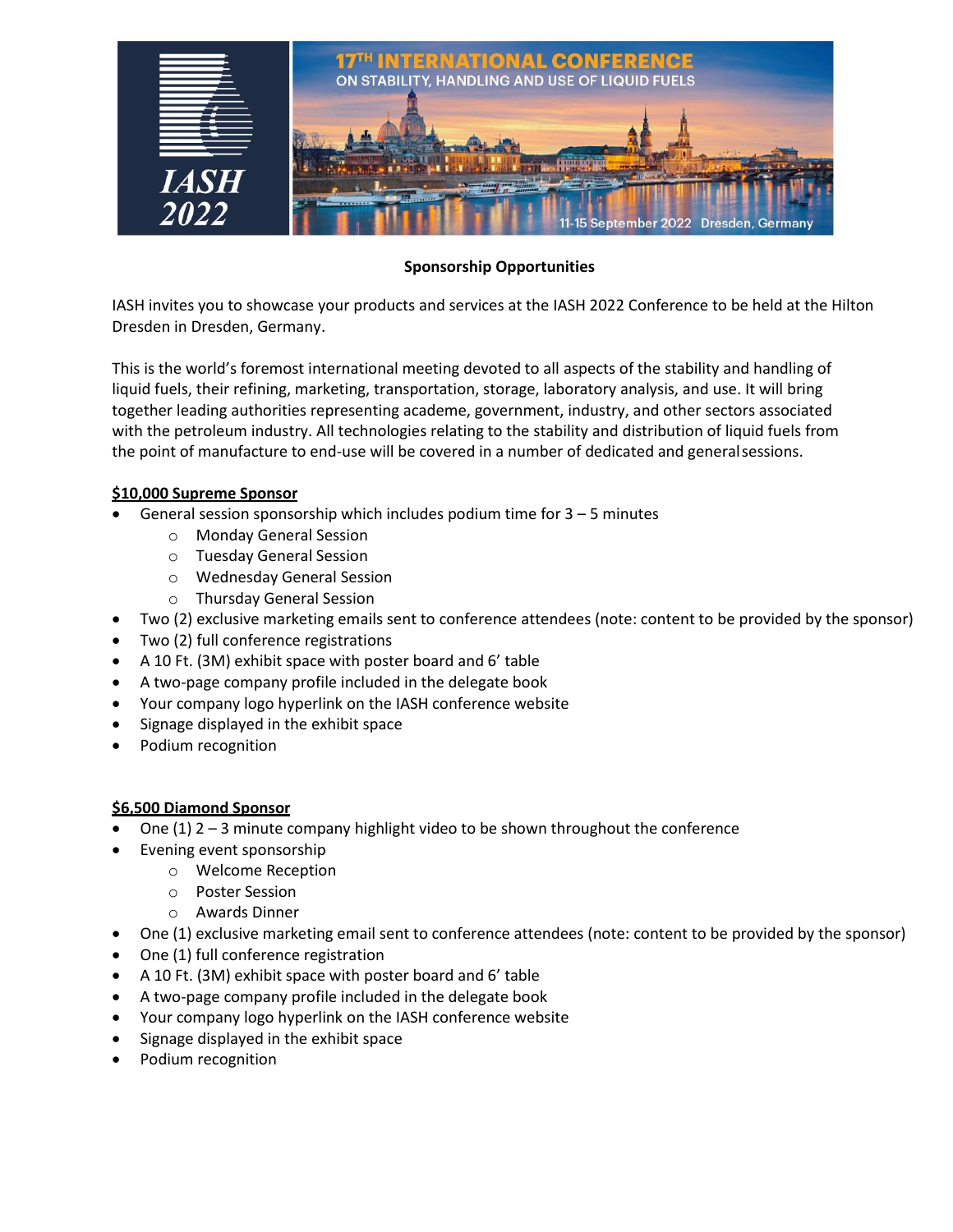IASH 2022

# 17TH INTERNATIONAL CONFERENCE ON STABILITY, HANDLING AND USE OF LIQUID FUELS

11-15 September 2022 Dresden, Germany

**Sponsorship Opportunities**

IASH invites you to showcase your products and services at the IASH 2022 Conference to be held at the Hilton Dresden in Dresden, Germany.

This is the world's foremost international meeting devoted to all aspects of the stability and handling of liquid fuels, their refining, marketing, transportation, storage, laboratory analysis, and use. It will bring together leading authorities representing academe, government, industry, and other sectors associated with the petroleum industry. All technologies relating to the stability and distribution of liquid fuels from the point of manufacture to end-use will be covered in a number of dedicated and general sessions.

**$10,000 Supreme Sponsor**

- General session sponsorship which includes podium time for 3 – 5 minutes
  - Monday General Session
  - Tuesday General Session
  - Wednesday General Session
  - Thursday General Session
- Two (2) exclusive marketing emails sent to conference attendees (note: content to be provided by the sponsor)
- Two (2) full conference registrations
- A 10 Ft. (3M) exhibit space with poster board and 6' table
- A two-page company profile included in the delegate book
- Your company logo hyperlink on the IASH conference website
- Signage displayed in the exhibit space
- Podium recognition

**$6,500 Diamond Sponsor**

- One (1) 2 – 3 minute company highlight video to be shown throughout the conference
- Evening event sponsorship
  - Welcome Reception
  - Poster Session
  - Awards Dinner
- One (1) exclusive marketing email sent to conference attendees (note: content to be provided by the sponsor)
- One (1) full conference registration
- A 10 Ft. (3M) exhibit space with poster board and 6' table
- A two-page company profile included in the delegate book
- Your company logo hyperlink on the IASH conference website
- Signage displayed in the exhibit space
- Podium recognition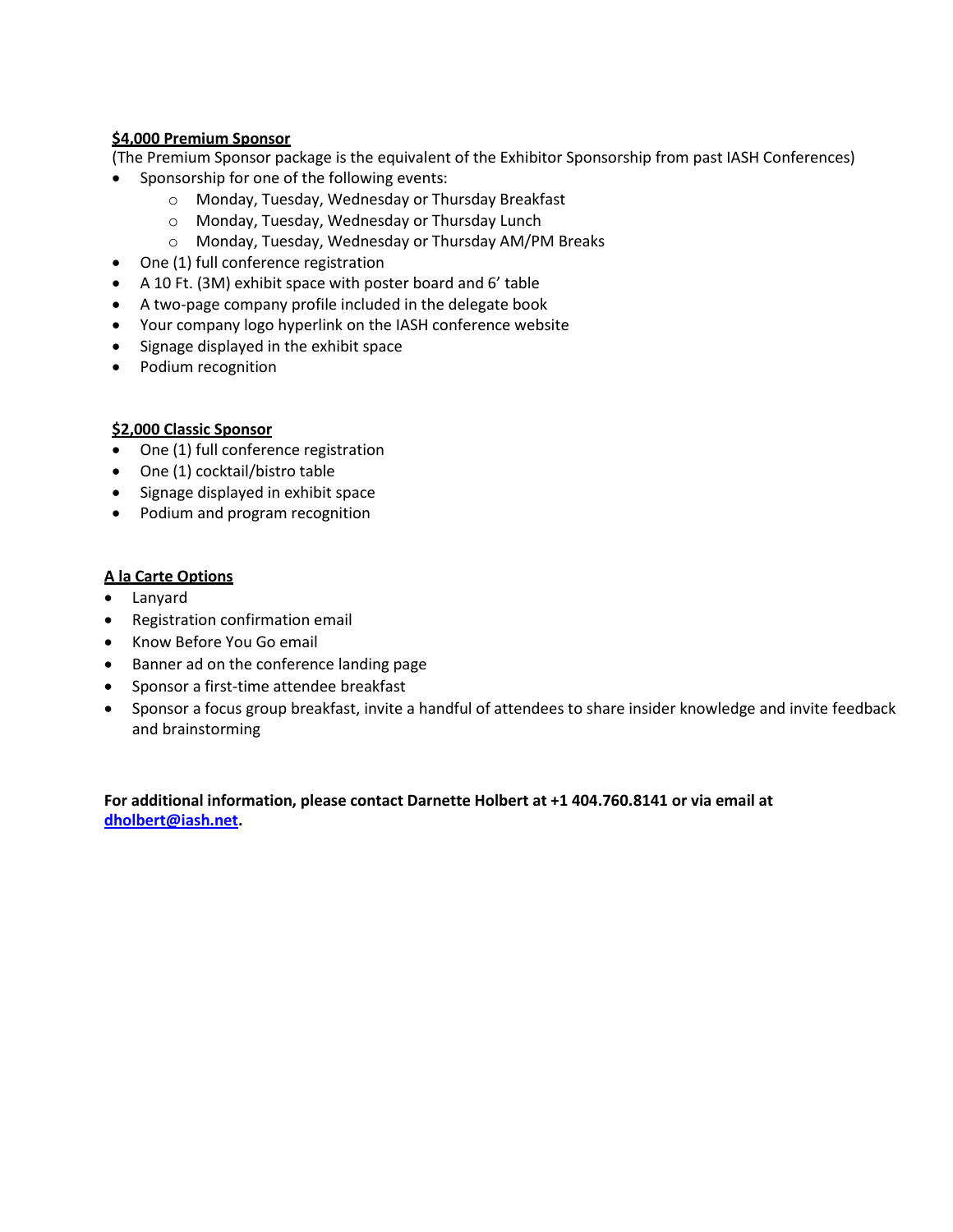**$4,000 Premium Sponsor**

(The Premium Sponsor package is the equivalent of the Exhibitor Sponsorship from past IASH Conferences)

- Sponsorship for one of the following events:
  - Monday, Tuesday, Wednesday or Thursday Breakfast
  - Monday, Tuesday, Wednesday or Thursday Lunch
  - Monday, Tuesday, Wednesday or Thursday AM/PM Breaks
- One (1) full conference registration
- A 10 Ft. (3M) exhibit space with poster board and 6' table
- A two-page company profile included in the delegate book
- Your company logo hyperlink on the IASH conference website
- Signage displayed in the exhibit space
- Podium recognition

**$2,000 Classic Sponsor**

- One (1) full conference registration
- One (1) cocktail/bistro table
- Signage displayed in exhibit space
- Podium and program recognition

**A la Carte Options**

- Lanyard
- Registration confirmation email
- Know Before You Go email
- Banner ad on the conference landing page
- Sponsor a first-time attendee breakfast
- Sponsor a focus group breakfast, invite a handful of attendees to share insider knowledge and invite feedback and brainstorming

**For additional information, please contact Darnette Holbert at +1 404.760.8141 or via email at [dholbert@iash.net](mailto:dholbert@iash.net).**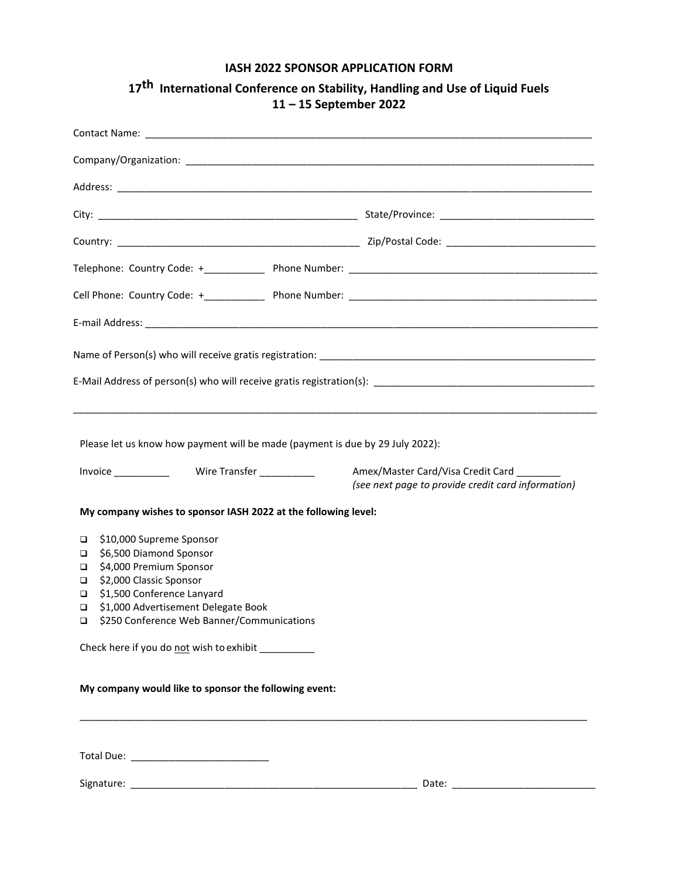# IASH 2022 SPONSOR APPLICATION FORM

## 17th International Conference on Stability, Handling and Use of Liquid Fuels

## 11 – 15 September 2022

Contact Name: ______________________________________________________________________________

Company/Organization: ______________________________________________________________________

Address: __________________________________________________________________________________

City: _______________________________________________ State/Province: ___________________________

Country: ____________________________________________ Zip/Postal Code: __________________________

Telephone: Country Code: +___________ Phone Number: _____________________________________________

Cell Phone: Country Code: +___________ Phone Number: _____________________________________________

E-mail Address: _____________________________________________________________________________

Name of Person(s) who will receive gratis registration: ___________________________________________________

E-Mail Address of person(s) who will receive gratis registration(s): _______________________________________

_____________________________________________________________________________________________

Please let us know how payment will be made (payment is due by 29 July 2022):

Invoice __________ Wire Transfer __________ Amex/Master Card/Visa Credit Card ________
*(see next page to provide credit card information)*

**My company wishes to sponsor IASH 2022 at the following level:**

- ☐ $10,000 Supreme Sponsor
- ☐ $6,500 Diamond Sponsor
- ☐ $4,000 Premium Sponsor
- ☐ $2,000 Classic Sponsor
- ☐ $1,500 Conference Lanyard
- ☐ $1,000 Advertisement Delegate Book
- ☐ $250 Conference Web Banner/Communications

Check here if you do not wish to exhibit __________

**My company would like to sponsor the following event:**

_____________________________________________________________________________________________

Total Due: ________________________

Signature: ___________________________________________________ Date: __________________________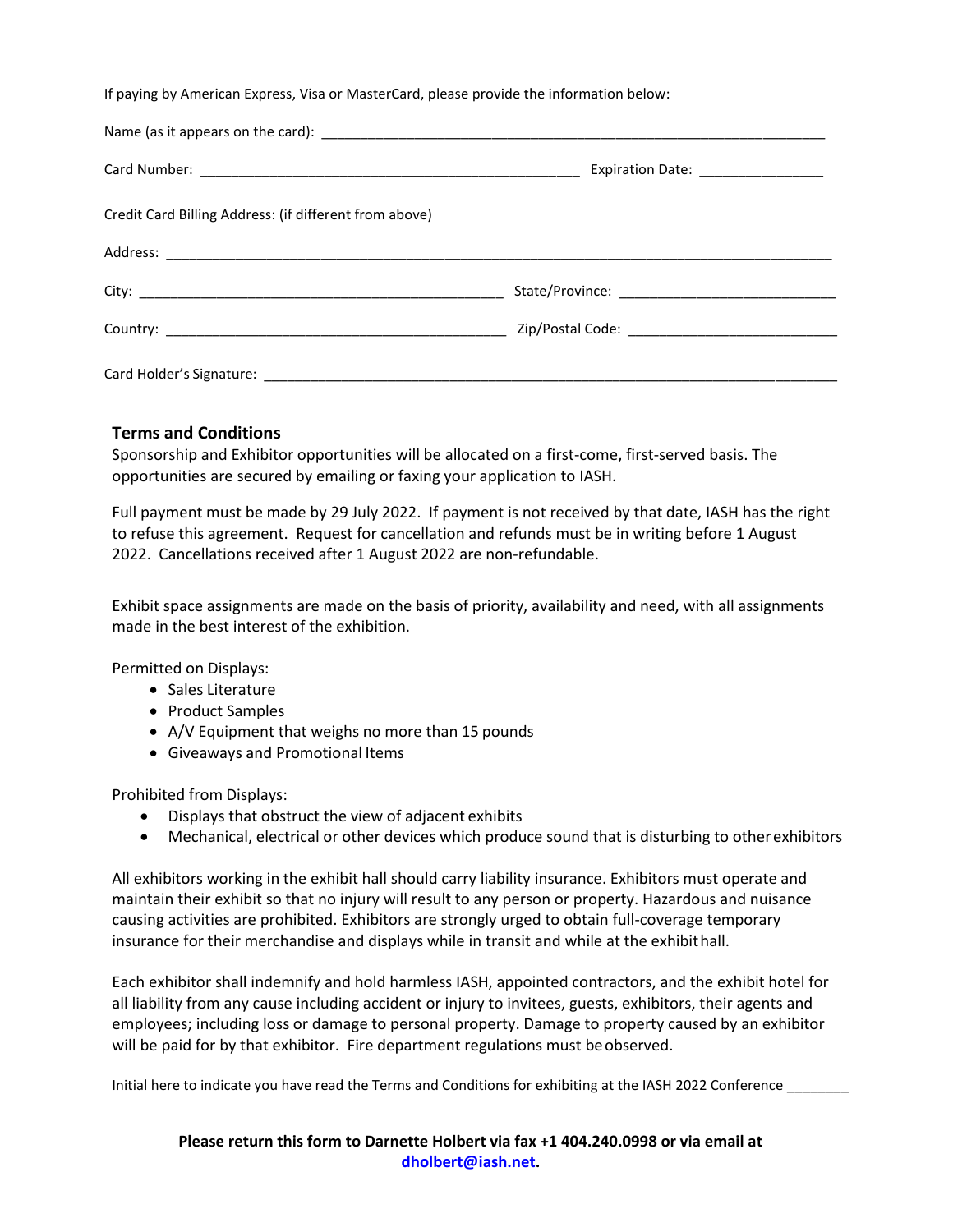If paying by American Express, Visa or MasterCard, please provide the information below:

Name (as it appears on the card): ___________________________________________________________________

Card Number: ___________________________________________________ Expiration Date: ________________

Credit Card Billing Address: (if different from above)

Address: ________________________________________________________________________________________

City: _________________________________________________ State/Province: ____________________________

Country: _____________________________________________ Zip/Postal Code: ___________________________

Card Holder's Signature: ___________________________________________________________________________

## Terms and Conditions

Sponsorship and Exhibitor opportunities will be allocated on a first-come, first-served basis. The opportunities are secured by emailing or faxing your application to IASH.

Full payment must be made by 29 July 2022. If payment is not received by that date, IASH has the right to refuse this agreement. Request for cancellation and refunds must be in writing before 1 August 2022. Cancellations received after 1 August 2022 are non-refundable.

Exhibit space assignments are made on the basis of priority, availability and need, with all assignments made in the best interest of the exhibition.

Permitted on Displays:

- Sales Literature
- Product Samples
- A/V Equipment that weighs no more than 15 pounds
- Giveaways and Promotional Items

Prohibited from Displays:

- Displays that obstruct the view of adjacent exhibits
- Mechanical, electrical or other devices which produce sound that is disturbing to other exhibitors

All exhibitors working in the exhibit hall should carry liability insurance. Exhibitors must operate and maintain their exhibit so that no injury will result to any person or property. Hazardous and nuisance causing activities are prohibited. Exhibitors are strongly urged to obtain full-coverage temporary insurance for their merchandise and displays while in transit and while at the exhibit hall.

Each exhibitor shall indemnify and hold harmless IASH, appointed contractors, and the exhibit hotel for all liability from any cause including accident or injury to invitees, guests, exhibitors, their agents and employees; including loss or damage to personal property. Damage to property caused by an exhibitor will be paid for by that exhibitor. Fire department regulations must be observed.

Initial here to indicate you have read the Terms and Conditions for exhibiting at the IASH 2022 Conference ________

**Please return this form to Darnette Holbert via fax +1 404.240.0998 or via email at [dholbert@iash.net](mailto:dholbert@iash.net).**